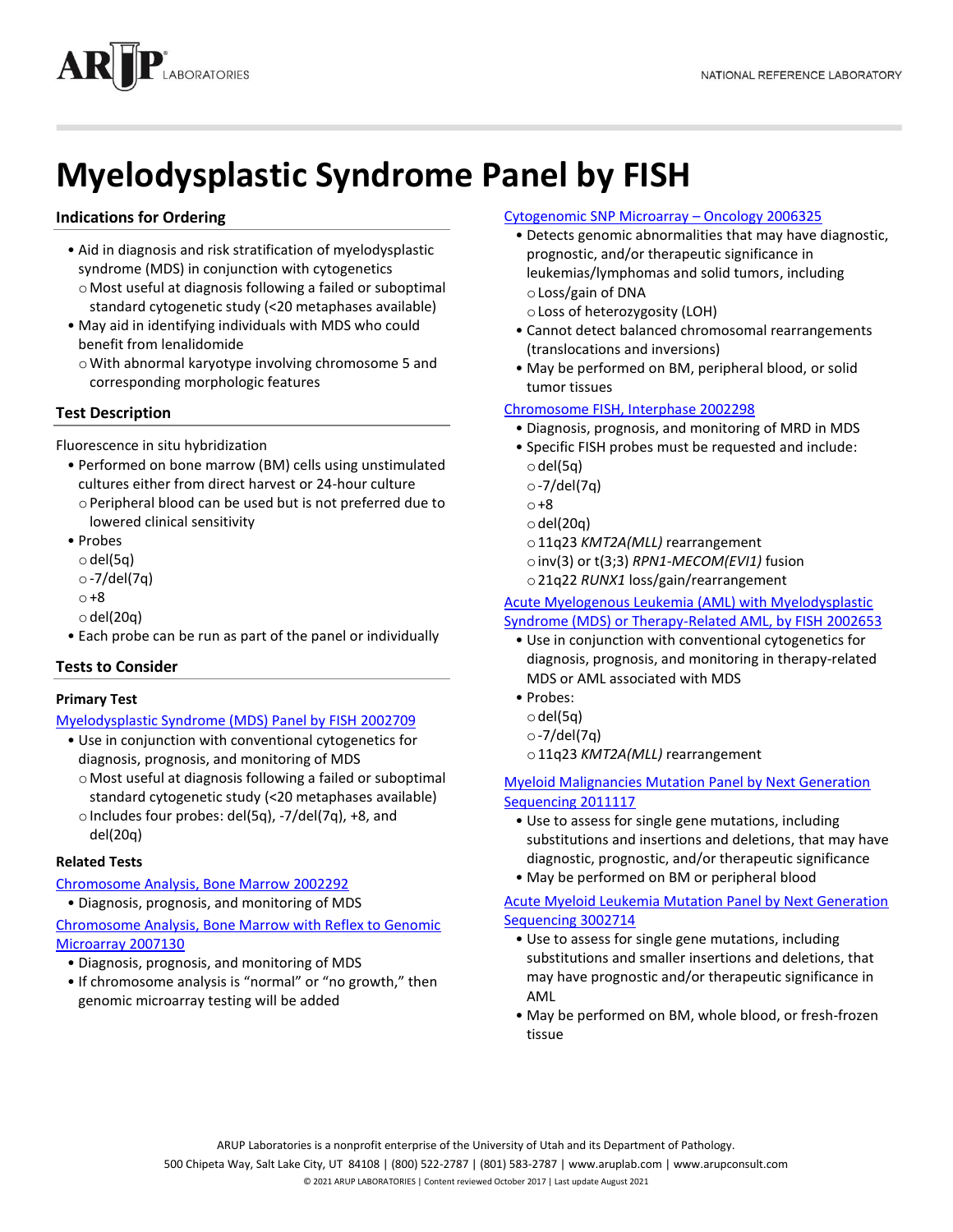# Myelodysplastic Syndrome Panel by FISH

## Indications for Ordering

- Aid in diagnosis and risk stratification of myelodysplastic syndrome (MDS) in conjunction with cytogenetics
  - Most useful at diagnosis following a failed or suboptimal standard cytogenetic study (<20 metaphases available)
- May aid in identifying individuals with MDS who could benefit from lenalidomide
  - With abnormal karyotype involving chromosome 5 and corresponding morphologic features

## Test Description

Fluorescence in situ hybridization

- Performed on bone marrow (BM) cells using unstimulated cultures either from direct harvest or 24-hour culture
  - Peripheral blood can be used but is not preferred due to lowered clinical sensitivity
- Probes
  - del(5q)
  - -7/del(7q)
  - +8
  - del(20q)
- Each probe can be run as part of the panel or individually

## Tests to Consider

### Primary Test

Myelodysplastic Syndrome (MDS) Panel by FISH 2002709

- Use in conjunction with conventional cytogenetics for diagnosis, prognosis, and monitoring of MDS
  - Most useful at diagnosis following a failed or suboptimal standard cytogenetic study (<20 metaphases available)
  - Includes four probes: del(5q), -7/del(7q), +8, and del(20q)

### Related Tests

Chromosome Analysis, Bone Marrow 2002292

- Diagnosis, prognosis, and monitoring of MDS

Chromosome Analysis, Bone Marrow with Reflex to Genomic Microarray 2007130

- Diagnosis, prognosis, and monitoring of MDS
- If chromosome analysis is "normal" or "no growth," then genomic microarray testing will be added

Cytogenomic SNP Microarray – Oncology 2006325

- Detects genomic abnormalities that may have diagnostic, prognostic, and/or therapeutic significance in leukemias/lymphomas and solid tumors, including
  - Loss/gain of DNA
  - Loss of heterozygosity (LOH)
- Cannot detect balanced chromosomal rearrangements (translocations and inversions)
- May be performed on BM, peripheral blood, or solid tumor tissues

Chromosome FISH, Interphase 2002298

- Diagnosis, prognosis, and monitoring of MRD in MDS
- Specific FISH probes must be requested and include:
  - del(5q)
  - -7/del(7q)
  - +8
  - del(20q)
  - 11q23 *KMT2A(MLL)* rearrangement
  - inv(3) or t(3;3) *RPN1-MECOM(EVI1)* fusion
  - 21q22 *RUNX1* loss/gain/rearrangement

Acute Myelogenous Leukemia (AML) with Myelodysplastic Syndrome (MDS) or Therapy-Related AML, by FISH 2002653

- Use in conjunction with conventional cytogenetics for diagnosis, prognosis, and monitoring in therapy-related MDS or AML associated with MDS
- Probes:
  - del(5q)
  - -7/del(7q)
  - 11q23 *KMT2A(MLL)* rearrangement

Myeloid Malignancies Mutation Panel by Next Generation Sequencing 2011117

- Use to assess for single gene mutations, including substitutions and insertions and deletions, that may have diagnostic, prognostic, and/or therapeutic significance
- May be performed on BM or peripheral blood

Acute Myeloid Leukemia Mutation Panel by Next Generation Sequencing 3002714

- Use to assess for single gene mutations, including substitutions and smaller insertions and deletions, that may have prognostic and/or therapeutic significance in AML
- May be performed on BM, whole blood, or fresh-frozen tissue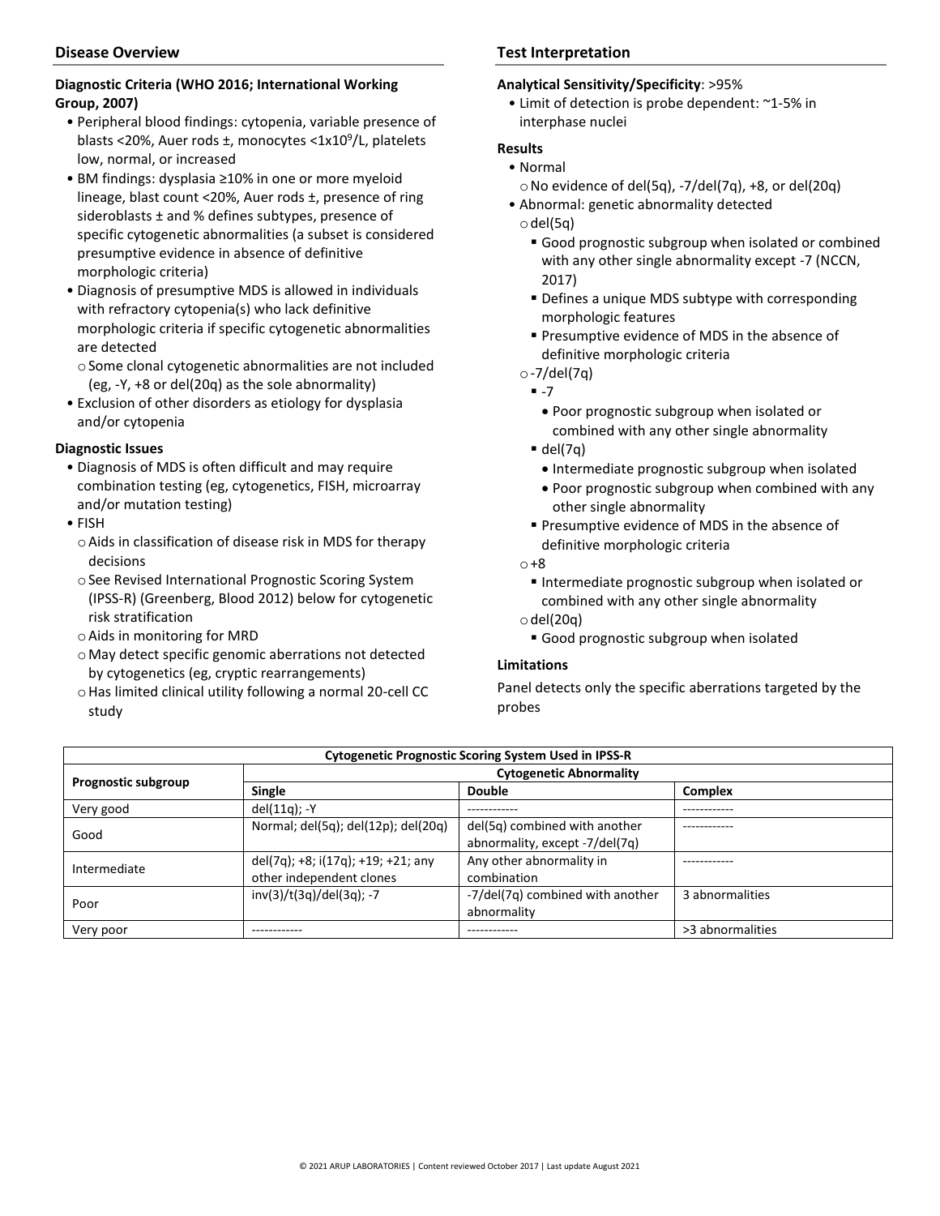## Disease Overview

### Diagnostic Criteria (WHO 2016; International Working Group, 2007)

- Peripheral blood findings: cytopenia, variable presence of blasts <20%, Auer rods ±, monocytes $<1x10^9$/L, platelets low, normal, or increased
- BM findings: dysplasia ≥10% in one or more myeloid lineage, blast count <20%, Auer rods ±, presence of ring sideroblasts ± and % defines subtypes, presence of specific cytogenetic abnormalities (a subset is considered presumptive evidence in absence of definitive morphologic criteria)
- Diagnosis of presumptive MDS is allowed in individuals with refractory cytopenia(s) who lack definitive morphologic criteria if specific cytogenetic abnormalities are detected
  - Some clonal cytogenetic abnormalities are not included (eg, -Y, +8 or del(20q) as the sole abnormality)
- Exclusion of other disorders as etiology for dysplasia and/or cytopenia

### Diagnostic Issues

- Diagnosis of MDS is often difficult and may require combination testing (eg, cytogenetics, FISH, microarray and/or mutation testing)
- FISH
  - Aids in classification of disease risk in MDS for therapy decisions
  - See Revised International Prognostic Scoring System (IPSS-R) (Greenberg, Blood 2012) below for cytogenetic risk stratification
  - Aids in monitoring for MRD
  - May detect specific genomic aberrations not detected by cytogenetics (eg, cryptic rearrangements)
  - Has limited clinical utility following a normal 20-cell CC study

## Test Interpretation

### Analytical Sensitivity/Specificity: >95%

- Limit of detection is probe dependent: ~1-5% in interphase nuclei

### Results

- Normal
  - No evidence of del(5q), -7/del(7q), +8, or del(20q)
- Abnormal: genetic abnormality detected
  - del(5q)
    - Good prognostic subgroup when isolated or combined with any other single abnormality except -7 (NCCN, 2017)
    - Defines a unique MDS subtype with corresponding morphologic features
    - Presumptive evidence of MDS in the absence of definitive morphologic criteria
  - -7/del(7q)
    - -7
      - Poor prognostic subgroup when isolated or combined with any other single abnormality
    - del(7q)
      - Intermediate prognostic subgroup when isolated
      - Poor prognostic subgroup when combined with any other single abnormality
    - Presumptive evidence of MDS in the absence of definitive morphologic criteria
  - +8
    - Intermediate prognostic subgroup when isolated or combined with any other single abnormality
  - del(20q)
    - Good prognostic subgroup when isolated

### Limitations

Panel detects only the specific aberrations targeted by the probes

**Cytogenetic Prognostic Scoring System Used in IPSS-R**

| Prognostic subgroup | Cytogenetic Abnormality | | |
|---|---|---|---|
| | **Single** | **Double** | **Complex** |
| Very good | del(11q); -Y | ------------ | ------------ |
| Good | Normal; del(5q); del(12p); del(20q) | del(5q) combined with another abnormality, except -7/del(7q) | ------------ |
| Intermediate | del(7q); +8; i(17q); +19; +21; any other independent clones | Any other abnormality in combination | ------------ |
| Poor | inv(3)/t(3q)/del(3q); -7 | -7/del(7q) combined with another abnormality | 3 abnormalities |
| Very poor | ------------ | ------------ | >3 abnormalities |